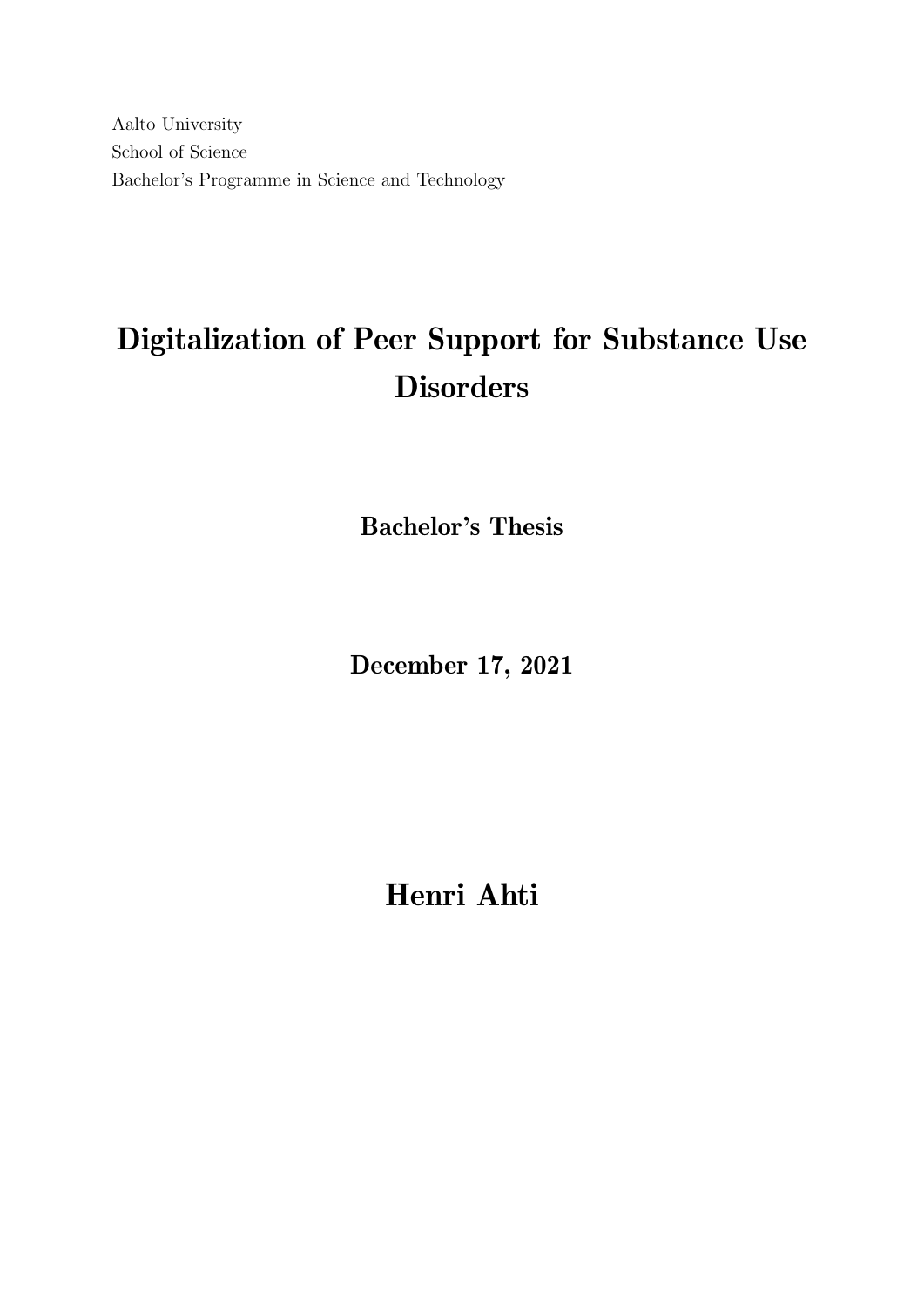Aalto University
School of Science
Bachelor's Programme in Science and Technology

# Digitalization of Peer Support for Substance Use Disorders

**Bachelor's Thesis**

**December 17, 2021**

## Henri Ahti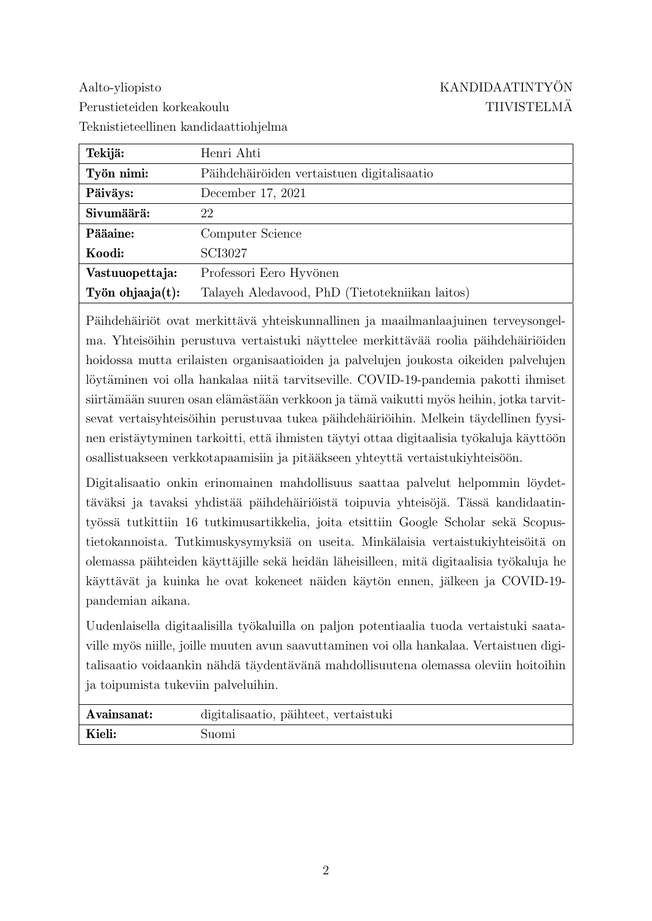Aalto-yliopisto
Perustieteiden korkeakoulu
Teknistieteellinen kandidaattiohjelma

**KANDIDAATINTYÖN TIIVISTELMÄ**

| | |
|---|---|
| **Tekijä:** | Henri Ahti |
| **Työn nimi:** | Päihdehäiröiden vertaistuen digitalisaatio |
| **Päiväys:** | December 17, 2021 |
| **Sivumäärä:** | 22 |
| **Pääaine:** | Computer Science |
| **Koodi:** | SCI3027 |
| **Vastuuopettaja:** | Professori Eero Hyvönen |
| **Työn ohjaaja(t):** | Talayeh Aledavood, PhD (Tietotekniikan laitos) |

Päihdehäiriöt ovat merkittävä yhteiskunnallinen ja maailmanlaajuinen terveysongelma. Yhteisöihin perustuva vertaistuki näyttelee merkittävää roolia päihdehäiriöiden hoidossa mutta erilaisten organisaatioiden ja palvelujen joukosta oikeiden palvelujen löytäminen voi olla hankalaa niitä tarvitseville. COVID-19-pandemia pakotti ihmiset siirtämään suuren osan elämästään verkkoon ja tämä vaikutti myös heihin, jotka tarvitsevat vertaisyhteisöihin perustuvaa tukea päihdehäiriöihin. Melkein täydellinen fyysinen eristäytyminen tarkoitti, että ihmisten täytyi ottaa digitaalisia työkaluja käyttöön osallistuakseen verkkotapaamisiin ja pitääkseen yhteyttä vertaistukiyhteisöön.

Digitalisaatio onkin erinomainen mahdollisuus saattaa palvelut helpommin löydettäväksi ja tavaksi yhdistää päihdehäiriöistä toipuvia yhteisöjä. Tässä kandidaatintyössä tutkittiin 16 tutkimusartikkelia, joita etsittiin Google Scholar sekä Scopustietokannoista. Tutkimuskysymyksiä on useita. Minkälaisia vertaistukiyhteisöitä on olemassa päihteiden käyttäjille sekä heidän läheisilleen, mitä digitaalisia työkaluja he käyttävät ja kuinka he ovat kokeneet näiden käytön ennen, jälkeen ja COVID-19-pandemian aikana.

Uudenlaisella digitaalisilla työkaluilla on paljon potentiaalia tuoda vertaistuki saataville myös niille, joille muuten avun saavuttaminen voi olla hankalaa. Vertaistuen digitalisaatio voidaankin nähdä täydentävänä mahdollisuutena olemassa oleviin hoitoihin ja toipumista tukeviin palveluihin.

| | |
|---|---|
| **Avainsanat:** | digitalisaatio, päihteet, vertaistuki |
| **Kieli:** | Suomi |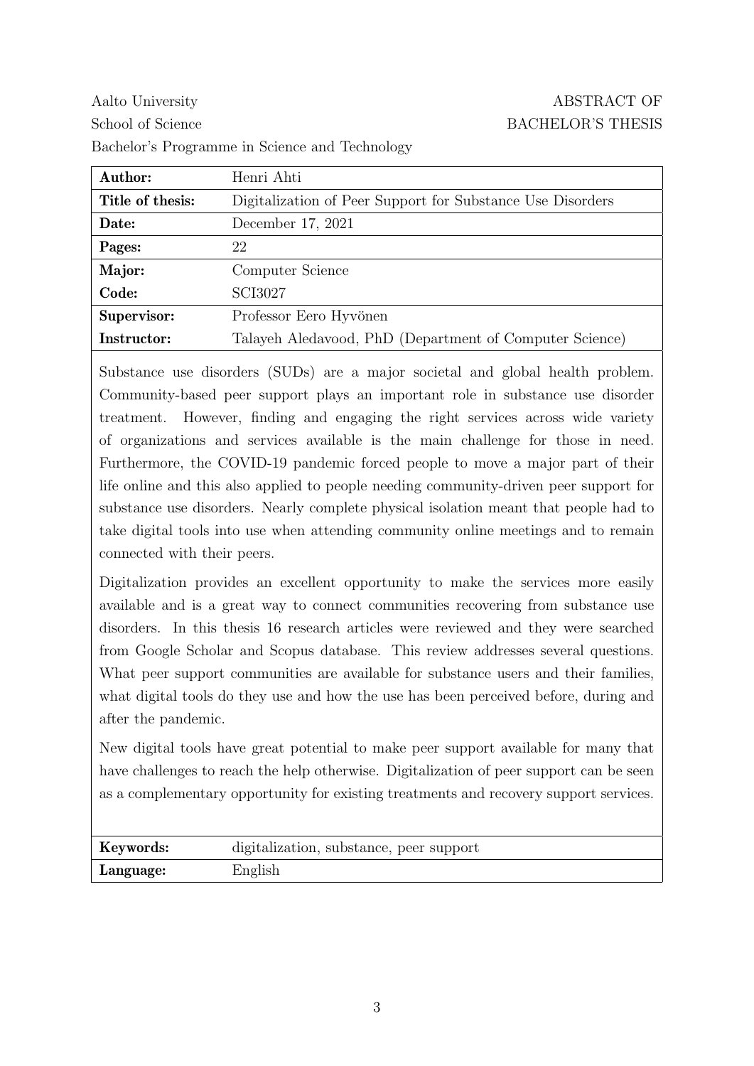Aalto University
School of Science
Bachelor's Programme in Science and Technology

ABSTRACT OF
BACHELOR'S THESIS

| **Author:** | Henri Ahti |
|---|---|
| **Title of thesis:** | Digitalization of Peer Support for Substance Use Disorders |
| **Date:** | December 17, 2021 |
| **Pages:** | 22 |
| **Major:** | Computer Science |
| **Code:** | SCI3027 |
| **Supervisor:** | Professor Eero Hyvönen |
| **Instructor:** | Talayeh Aledavood, PhD (Department of Computer Science) |

Substance use disorders (SUDs) are a major societal and global health problem. Community-based peer support plays an important role in substance use disorder treatment. However, finding and engaging the right services across wide variety of organizations and services available is the main challenge for those in need. Furthermore, the COVID-19 pandemic forced people to move a major part of their life online and this also applied to people needing community-driven peer support for substance use disorders. Nearly complete physical isolation meant that people had to take digital tools into use when attending community online meetings and to remain connected with their peers.

Digitalization provides an excellent opportunity to make the services more easily available and is a great way to connect communities recovering from substance use disorders. In this thesis 16 research articles were reviewed and they were searched from Google Scholar and Scopus database. This review addresses several questions. What peer support communities are available for substance users and their families, what digital tools do they use and how the use has been perceived before, during and after the pandemic.

New digital tools have great potential to make peer support available for many that have challenges to reach the help otherwise. Digitalization of peer support can be seen as a complementary opportunity for existing treatments and recovery support services.

| **Keywords:** | digitalization, substance, peer support |
|---|---|
| **Language:** | English |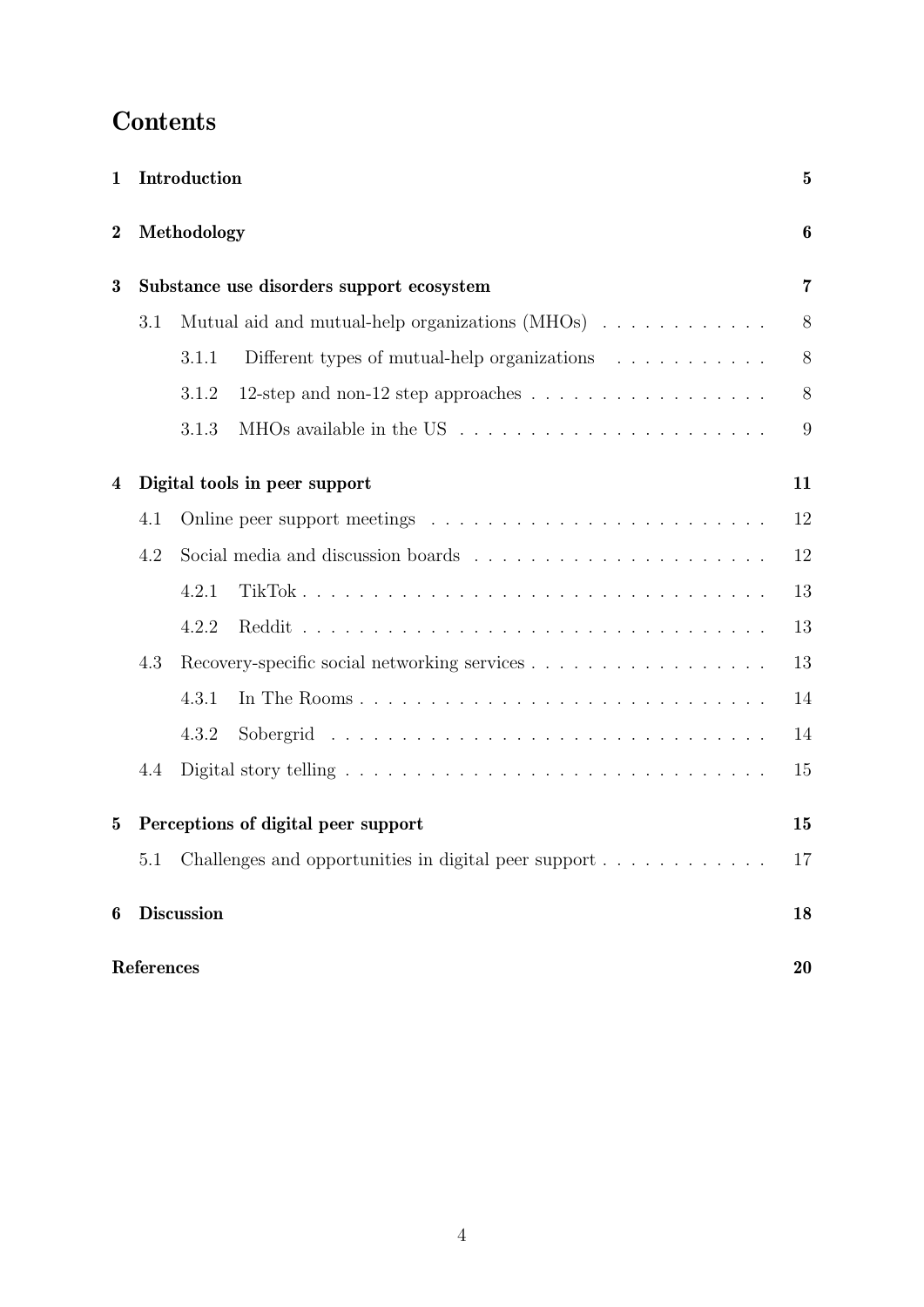# Contents

- **1 Introduction** — **5**
- **2 Methodology** — **6**
- **3 Substance use disorders support ecosystem** — **7**
  - 3.1 Mutual aid and mutual-help organizations (MHOs) — 8
    - 3.1.1 Different types of mutual-help organizations — 8
    - 3.1.2 12-step and non-12 step approaches — 8
    - 3.1.3 MHOs available in the US — 9
- **4 Digital tools in peer support** — **11**
  - 4.1 Online peer support meetings — 12
  - 4.2 Social media and discussion boards — 12
    - 4.2.1 TikTok — 13
    - 4.2.2 Reddit — 13
  - 4.3 Recovery-specific social networking services — 13
    - 4.3.1 In The Rooms — 14
    - 4.3.2 Sobergrid — 14
  - 4.4 Digital story telling — 15
- **5 Perceptions of digital peer support** — **15**
  - 5.1 Challenges and opportunities in digital peer support — 17
- **6 Discussion** — **18**
- **References** — **20**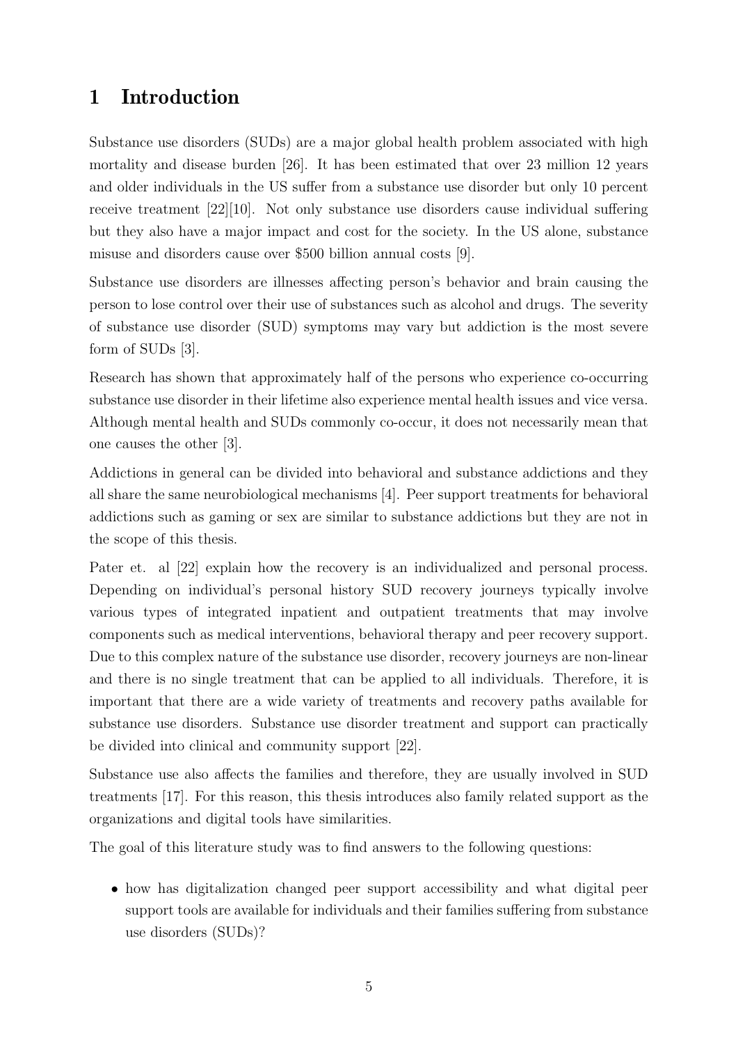# 1 Introduction

Substance use disorders (SUDs) are a major global health problem associated with high mortality and disease burden [26]. It has been estimated that over 23 million 12 years and older individuals in the US suffer from a substance use disorder but only 10 percent receive treatment [22][10]. Not only substance use disorders cause individual suffering but they also have a major impact and cost for the society. In the US alone, substance misuse and disorders cause over $500 billion annual costs [9].

Substance use disorders are illnesses affecting person's behavior and brain causing the person to lose control over their use of substances such as alcohol and drugs. The severity of substance use disorder (SUD) symptoms may vary but addiction is the most severe form of SUDs [3].

Research has shown that approximately half of the persons who experience co-occurring substance use disorder in their lifetime also experience mental health issues and vice versa. Although mental health and SUDs commonly co-occur, it does not necessarily mean that one causes the other [3].

Addictions in general can be divided into behavioral and substance addictions and they all share the same neurobiological mechanisms [4]. Peer support treatments for behavioral addictions such as gaming or sex are similar to substance addictions but they are not in the scope of this thesis.

Pater et. al [22] explain how the recovery is an individualized and personal process. Depending on individual's personal history SUD recovery journeys typically involve various types of integrated inpatient and outpatient treatments that may involve components such as medical interventions, behavioral therapy and peer recovery support. Due to this complex nature of the substance use disorder, recovery journeys are non-linear and there is no single treatment that can be applied to all individuals. Therefore, it is important that there are a wide variety of treatments and recovery paths available for substance use disorders. Substance use disorder treatment and support can practically be divided into clinical and community support [22].

Substance use also affects the families and therefore, they are usually involved in SUD treatments [17]. For this reason, this thesis introduces also family related support as the organizations and digital tools have similarities.

The goal of this literature study was to find answers to the following questions:

- how has digitalization changed peer support accessibility and what digital peer support tools are available for individuals and their families suffering from substance use disorders (SUDs)?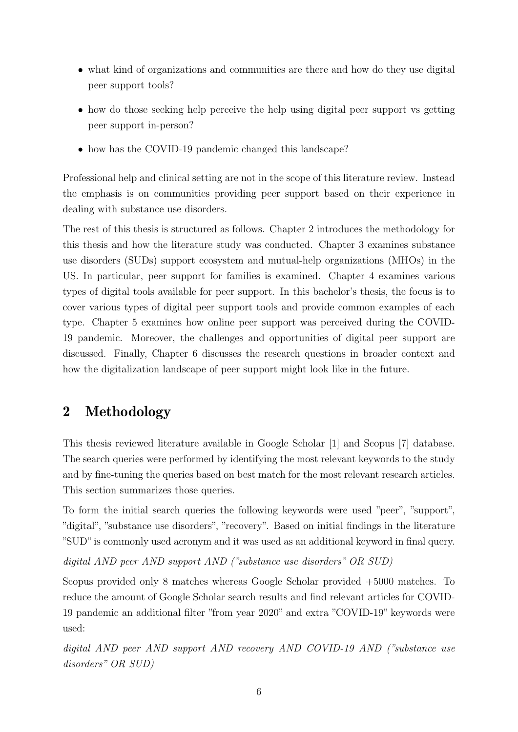- what kind of organizations and communities are there and how do they use digital peer support tools?
- how do those seeking help perceive the help using digital peer support vs getting peer support in-person?
- how has the COVID-19 pandemic changed this landscape?

Professional help and clinical setting are not in the scope of this literature review. Instead the emphasis is on communities providing peer support based on their experience in dealing with substance use disorders.

The rest of this thesis is structured as follows. Chapter 2 introduces the methodology for this thesis and how the literature study was conducted. Chapter 3 examines substance use disorders (SUDs) support ecosystem and mutual-help organizations (MHOs) in the US. In particular, peer support for families is examined. Chapter 4 examines various types of digital tools available for peer support. In this bachelor's thesis, the focus is to cover various types of digital peer support tools and provide common examples of each type. Chapter 5 examines how online peer support was perceived during the COVID-19 pandemic. Moreover, the challenges and opportunities of digital peer support are discussed. Finally, Chapter 6 discusses the research questions in broader context and how the digitalization landscape of peer support might look like in the future.

## 2 Methodology

This thesis reviewed literature available in Google Scholar [1] and Scopus [7] database. The search queries were performed by identifying the most relevant keywords to the study and by fine-tuning the queries based on best match for the most relevant research articles. This section summarizes those queries.

To form the initial search queries the following keywords were used "peer", "support", "digital", "substance use disorders", "recovery". Based on initial findings in the literature "SUD" is commonly used acronym and it was used as an additional keyword in final query.

*digital AND peer AND support AND ("substance use disorders" OR SUD)*

Scopus provided only 8 matches whereas Google Scholar provided +5000 matches. To reduce the amount of Google Scholar search results and find relevant articles for COVID-19 pandemic an additional filter "from year 2020" and extra "COVID-19" keywords were used:

*digital AND peer AND support AND recovery AND COVID-19 AND ("substance use disorders" OR SUD)*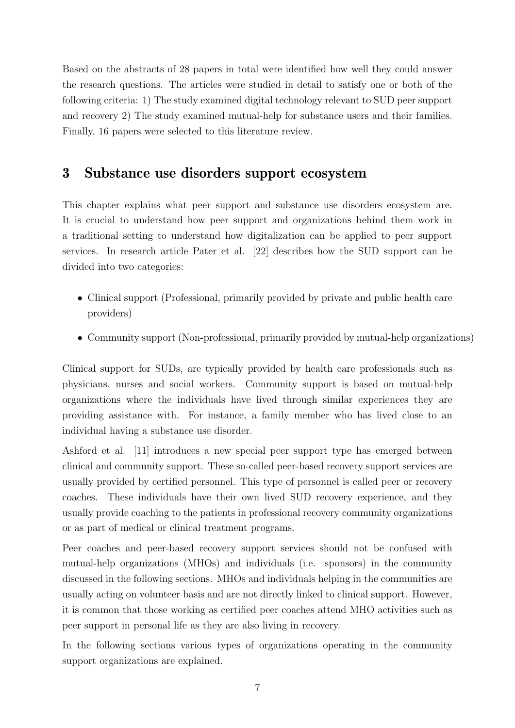Based on the abstracts of 28 papers in total were identified how well they could answer the research questions. The articles were studied in detail to satisfy one or both of the following criteria: 1) The study examined digital technology relevant to SUD peer support and recovery 2) The study examined mutual-help for substance users and their families. Finally, 16 papers were selected to this literature review.

# 3 Substance use disorders support ecosystem

This chapter explains what peer support and substance use disorders ecosystem are. It is crucial to understand how peer support and organizations behind them work in a traditional setting to understand how digitalization can be applied to peer support services. In research article Pater et al. [22] describes how the SUD support can be divided into two categories:

- Clinical support (Professional, primarily provided by private and public health care providers)
- Community support (Non-professional, primarily provided by mutual-help organizations)

Clinical support for SUDs, are typically provided by health care professionals such as physicians, nurses and social workers. Community support is based on mutual-help organizations where the individuals have lived through similar experiences they are providing assistance with. For instance, a family member who has lived close to an individual having a substance use disorder.

Ashford et al. [11] introduces a new special peer support type has emerged between clinical and community support. These so-called peer-based recovery support services are usually provided by certified personnel. This type of personnel is called peer or recovery coaches. These individuals have their own lived SUD recovery experience, and they usually provide coaching to the patients in professional recovery community organizations or as part of medical or clinical treatment programs.

Peer coaches and peer-based recovery support services should not be confused with mutual-help organizations (MHOs) and individuals (i.e. sponsors) in the community discussed in the following sections. MHOs and individuals helping in the communities are usually acting on volunteer basis and are not directly linked to clinical support. However, it is common that those working as certified peer coaches attend MHO activities such as peer support in personal life as they are also living in recovery.

In the following sections various types of organizations operating in the community support organizations are explained.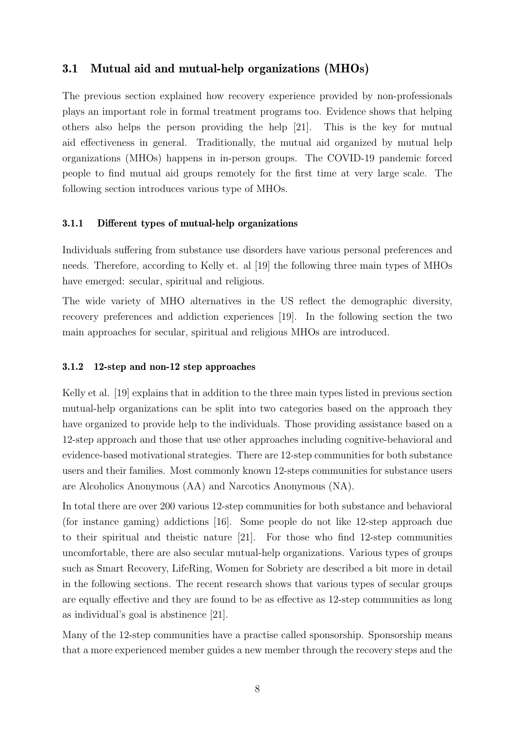## 3.1 Mutual aid and mutual-help organizations (MHOs)

The previous section explained how recovery experience provided by non-professionals plays an important role in formal treatment programs too. Evidence shows that helping others also helps the person providing the help [21]. This is the key for mutual aid effectiveness in general. Traditionally, the mutual aid organized by mutual help organizations (MHOs) happens in in-person groups. The COVID-19 pandemic forced people to find mutual aid groups remotely for the first time at very large scale. The following section introduces various type of MHOs.

### 3.1.1 Different types of mutual-help organizations

Individuals suffering from substance use disorders have various personal preferences and needs. Therefore, according to Kelly et. al [19] the following three main types of MHOs have emerged: secular, spiritual and religious.

The wide variety of MHO alternatives in the US reflect the demographic diversity, recovery preferences and addiction experiences [19]. In the following section the two main approaches for secular, spiritual and religious MHOs are introduced.

### 3.1.2 12-step and non-12 step approaches

Kelly et al. [19] explains that in addition to the three main types listed in previous section mutual-help organizations can be split into two categories based on the approach they have organized to provide help to the individuals. Those providing assistance based on a 12-step approach and those that use other approaches including cognitive-behavioral and evidence-based motivational strategies. There are 12-step communities for both substance users and their families. Most commonly known 12-steps communities for substance users are Alcoholics Anonymous (AA) and Narcotics Anonymous (NA).

In total there are over 200 various 12-step communities for both substance and behavioral (for instance gaming) addictions [16]. Some people do not like 12-step approach due to their spiritual and theistic nature [21]. For those who find 12-step communities uncomfortable, there are also secular mutual-help organizations. Various types of groups such as Smart Recovery, LifeRing, Women for Sobriety are described a bit more in detail in the following sections. The recent research shows that various types of secular groups are equally effective and they are found to be as effective as 12-step communities as long as individual's goal is abstinence [21].

Many of the 12-step communities have a practise called sponsorship. Sponsorship means that a more experienced member guides a new member through the recovery steps and the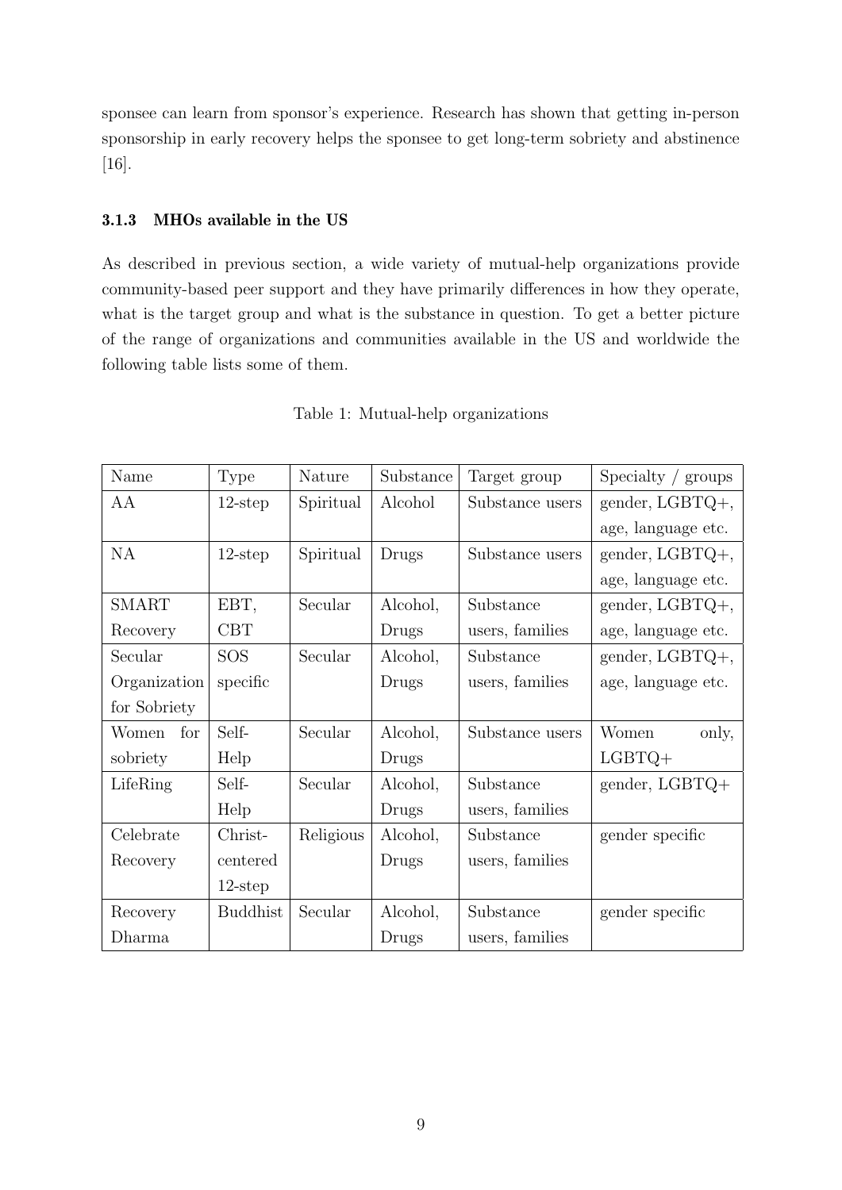sponsee can learn from sponsor's experience. Research has shown that getting in-person sponsorship in early recovery helps the sponsee to get long-term sobriety and abstinence [16].

### 3.1.3 MHOs available in the US

As described in previous section, a wide variety of mutual-help organizations provide community-based peer support and they have primarily differences in how they operate, what is the target group and what is the substance in question. To get a better picture of the range of organizations and communities available in the US and worldwide the following table lists some of them.

Table 1: Mutual-help organizations

| Name | Type | Nature | Substance | Target group | Specialty / groups |
|---|---|---|---|---|---|
| AA | 12-step | Spiritual | Alcohol | Substance users | gender, LGBTQ+, age, language etc. |
| NA | 12-step | Spiritual | Drugs | Substance users | gender, LGBTQ+, age, language etc. |
| SMART Recovery | EBT, CBT | Secular | Alcohol, Drugs | Substance users, families | gender, LGBTQ+, age, language etc. |
| Secular Organization for Sobriety | SOS specific | Secular | Alcohol, Drugs | Substance users, families | gender, LGBTQ+, age, language etc. |
| Women for sobriety | Self-Help | Secular | Alcohol, Drugs | Substance users | Women only, LGBTQ+ |
| LifeRing | Self-Help | Secular | Alcohol, Drugs | Substance users, families | gender, LGBTQ+ |
| Celebrate Recovery | Christ-centered 12-step | Religious | Alcohol, Drugs | Substance users, families | gender specific |
| Recovery Dharma | Buddhist | Secular | Alcohol, Drugs | Substance users, families | gender specific |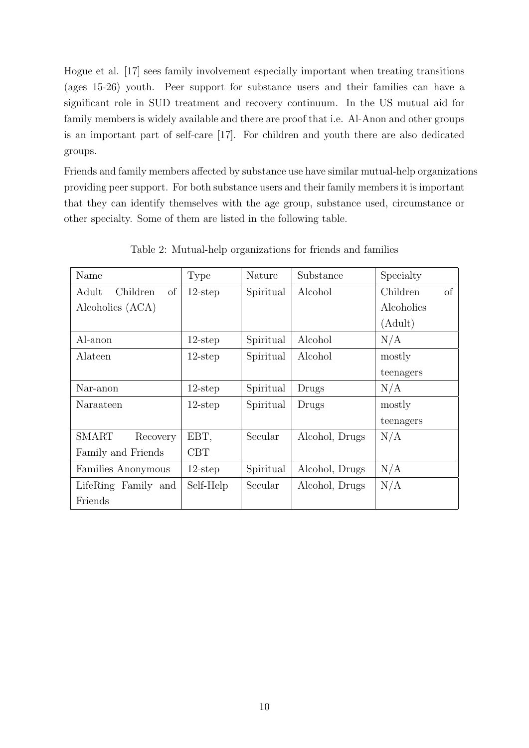Hogue et al. [17] sees family involvement especially important when treating transitions (ages 15-26) youth. Peer support for substance users and their families can have a significant role in SUD treatment and recovery continuum. In the US mutual aid for family members is widely available and there are proof that i.e. Al-Anon and other groups is an important part of self-care [17]. For children and youth there are also dedicated groups.

Friends and family members affected by substance use have similar mutual-help organizations providing peer support. For both substance users and their family members it is important that they can identify themselves with the age group, substance used, circumstance or other specialty. Some of them are listed in the following table.

Table 2: Mutual-help organizations for friends and families

| Name | Type | Nature | Substance | Specialty |
|---|---|---|---|---|
| Adult Children of Alcoholics (ACA) | 12-step | Spiritual | Alcohol | Children of Alcoholics (Adult) |
| Al-anon | 12-step | Spiritual | Alcohol | N/A |
| Alateen | 12-step | Spiritual | Alcohol | mostly teenagers |
| Nar-anon | 12-step | Spiritual | Drugs | N/A |
| Naraateen | 12-step | Spiritual | Drugs | mostly teenagers |
| SMART Recovery Family and Friends | EBT, CBT | Secular | Alcohol, Drugs | N/A |
| Families Anonymous | 12-step | Spiritual | Alcohol, Drugs | N/A |
| LifeRing Family and Friends | Self-Help | Secular | Alcohol, Drugs | N/A |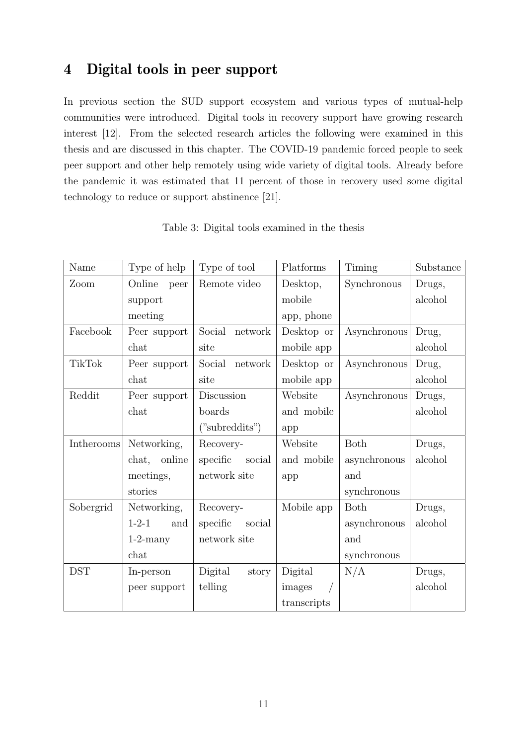# 4 Digital tools in peer support

In previous section the SUD support ecosystem and various types of mutual-help communities were introduced. Digital tools in recovery support have growing research interest [12]. From the selected research articles the following were examined in this thesis and are discussed in this chapter. The COVID-19 pandemic forced people to seek peer support and other help remotely using wide variety of digital tools. Already before the pandemic it was estimated that 11 percent of those in recovery used some digital technology to reduce or support abstinence [21].

Table 3: Digital tools examined in the thesis

| Name | Type of help | Type of tool | Platforms | Timing | Substance |
|---|---|---|---|---|---|
| Zoom | Online peer support meeting | Remote video | Desktop, mobile app, phone | Synchronous | Drugs, alcohol |
| Facebook | Peer support chat | Social network site | Desktop or mobile app | Asynchronous | Drug, alcohol |
| TikTok | Peer support chat | Social network site | Desktop or mobile app | Asynchronous | Drug, alcohol |
| Reddit | Peer support chat | Discussion boards ("subreddits") | Website and mobile app | Asynchronous | Drugs, alcohol |
| Intherooms | Networking, chat, online meetings, stories | Recovery-specific social network site | Website and mobile app | Both asynchronous and synchronous | Drugs, alcohol |
| Sobergrid | Networking, 1-2-1 and 1-2-many chat | Recovery-specific social network site | Mobile app | Both asynchronous and synchronous | Drugs, alcohol |
| DST | In-person peer support | Digital story telling | Digital images / transcripts | N/A | Drugs, alcohol |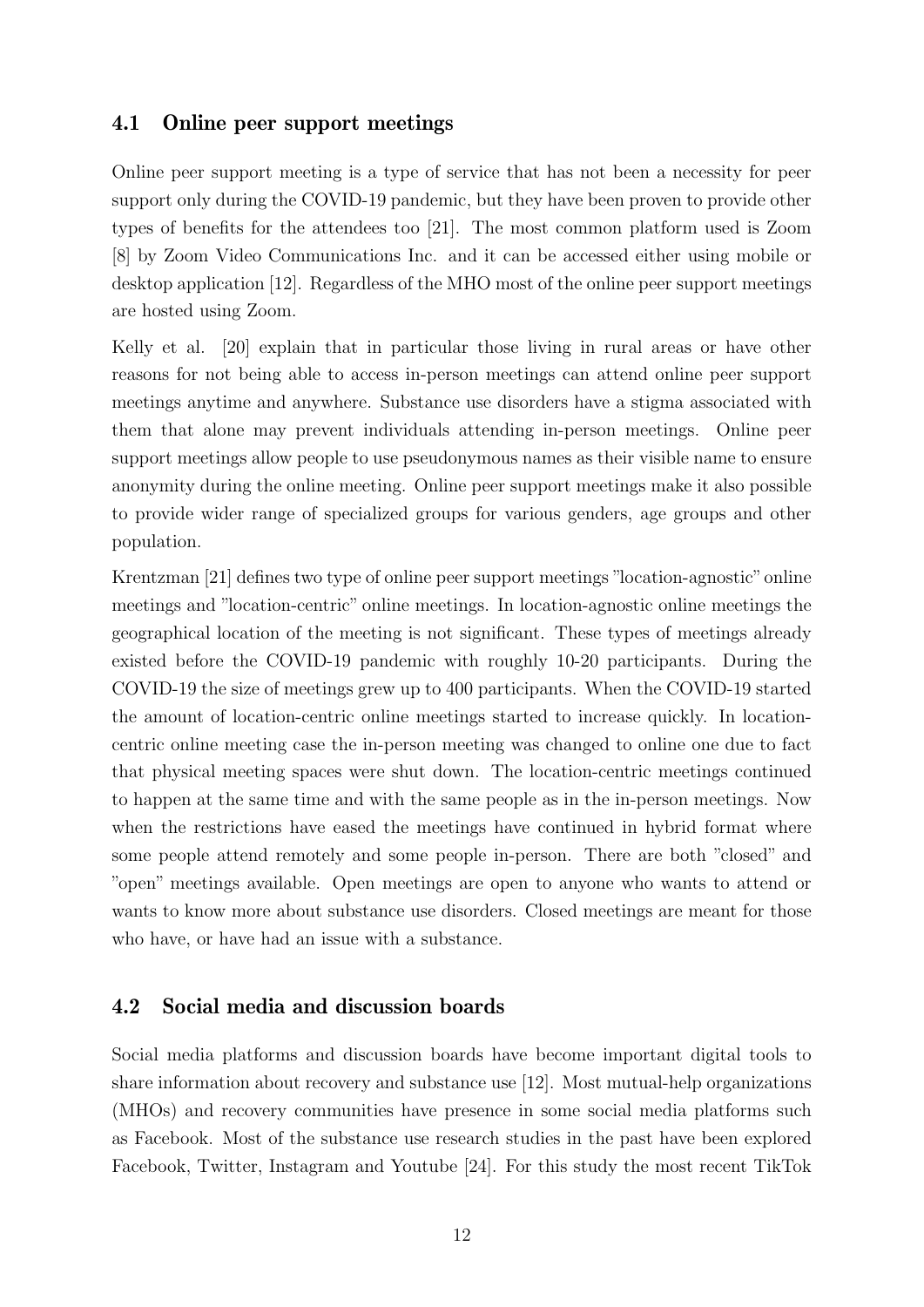## 4.1 Online peer support meetings

Online peer support meeting is a type of service that has not been a necessity for peer support only during the COVID-19 pandemic, but they have been proven to provide other types of benefits for the attendees too [21]. The most common platform used is Zoom [8] by Zoom Video Communications Inc. and it can be accessed either using mobile or desktop application [12]. Regardless of the MHO most of the online peer support meetings are hosted using Zoom.

Kelly et al. [20] explain that in particular those living in rural areas or have other reasons for not being able to access in-person meetings can attend online peer support meetings anytime and anywhere. Substance use disorders have a stigma associated with them that alone may prevent individuals attending in-person meetings. Online peer support meetings allow people to use pseudonymous names as their visible name to ensure anonymity during the online meeting. Online peer support meetings make it also possible to provide wider range of specialized groups for various genders, age groups and other population.

Krentzman [21] defines two type of online peer support meetings "location-agnostic" online meetings and "location-centric" online meetings. In location-agnostic online meetings the geographical location of the meeting is not significant. These types of meetings already existed before the COVID-19 pandemic with roughly 10-20 participants. During the COVID-19 the size of meetings grew up to 400 participants. When the COVID-19 started the amount of location-centric online meetings started to increase quickly. In location-centric online meeting case the in-person meeting was changed to online one due to fact that physical meeting spaces were shut down. The location-centric meetings continued to happen at the same time and with the same people as in the in-person meetings. Now when the restrictions have eased the meetings have continued in hybrid format where some people attend remotely and some people in-person. There are both "closed" and "open" meetings available. Open meetings are open to anyone who wants to attend or wants to know more about substance use disorders. Closed meetings are meant for those who have, or have had an issue with a substance.

## 4.2 Social media and discussion boards

Social media platforms and discussion boards have become important digital tools to share information about recovery and substance use [12]. Most mutual-help organizations (MHOs) and recovery communities have presence in some social media platforms such as Facebook. Most of the substance use research studies in the past have been explored Facebook, Twitter, Instagram and Youtube [24]. For this study the most recent TikTok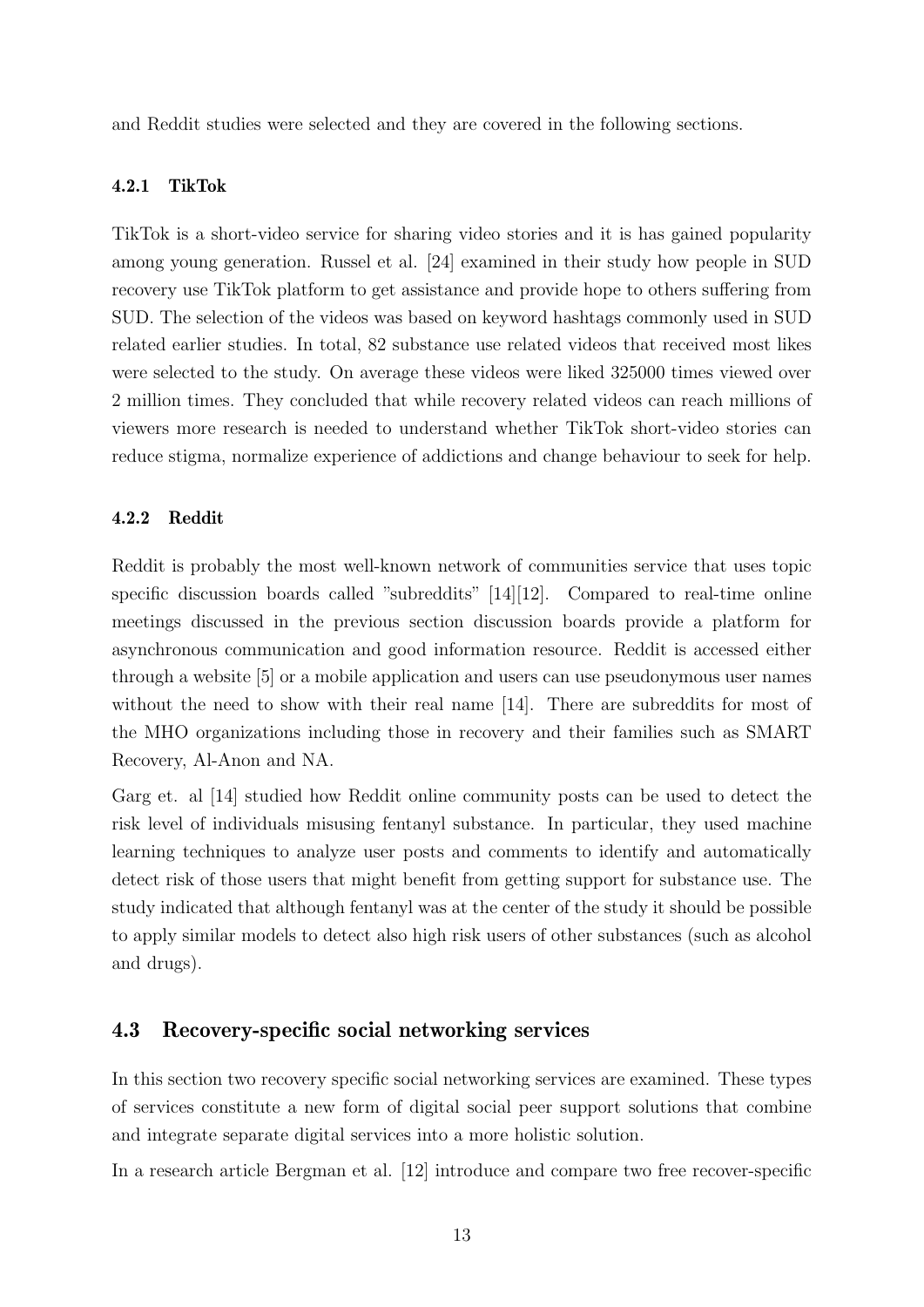and Reddit studies were selected and they are covered in the following sections.

#### 4.2.1 TikTok

TikTok is a short-video service for sharing video stories and it is has gained popularity among young generation. Russel et al. [24] examined in their study how people in SUD recovery use TikTok platform to get assistance and provide hope to others suffering from SUD. The selection of the videos was based on keyword hashtags commonly used in SUD related earlier studies. In total, 82 substance use related videos that received most likes were selected to the study. On average these videos were liked 325000 times viewed over 2 million times. They concluded that while recovery related videos can reach millions of viewers more research is needed to understand whether TikTok short-video stories can reduce stigma, normalize experience of addictions and change behaviour to seek for help.

#### 4.2.2 Reddit

Reddit is probably the most well-known network of communities service that uses topic specific discussion boards called "subreddits" [14][12]. Compared to real-time online meetings discussed in the previous section discussion boards provide a platform for asynchronous communication and good information resource. Reddit is accessed either through a website [5] or a mobile application and users can use pseudonymous user names without the need to show with their real name [14]. There are subreddits for most of the MHO organizations including those in recovery and their families such as SMART Recovery, Al-Anon and NA.

Garg et. al [14] studied how Reddit online community posts can be used to detect the risk level of individuals misusing fentanyl substance. In particular, they used machine learning techniques to analyze user posts and comments to identify and automatically detect risk of those users that might benefit from getting support for substance use. The study indicated that although fentanyl was at the center of the study it should be possible to apply similar models to detect also high risk users of other substances (such as alcohol and drugs).

### 4.3 Recovery-specific social networking services

In this section two recovery specific social networking services are examined. These types of services constitute a new form of digital social peer support solutions that combine and integrate separate digital services into a more holistic solution.

In a research article Bergman et al. [12] introduce and compare two free recover-specific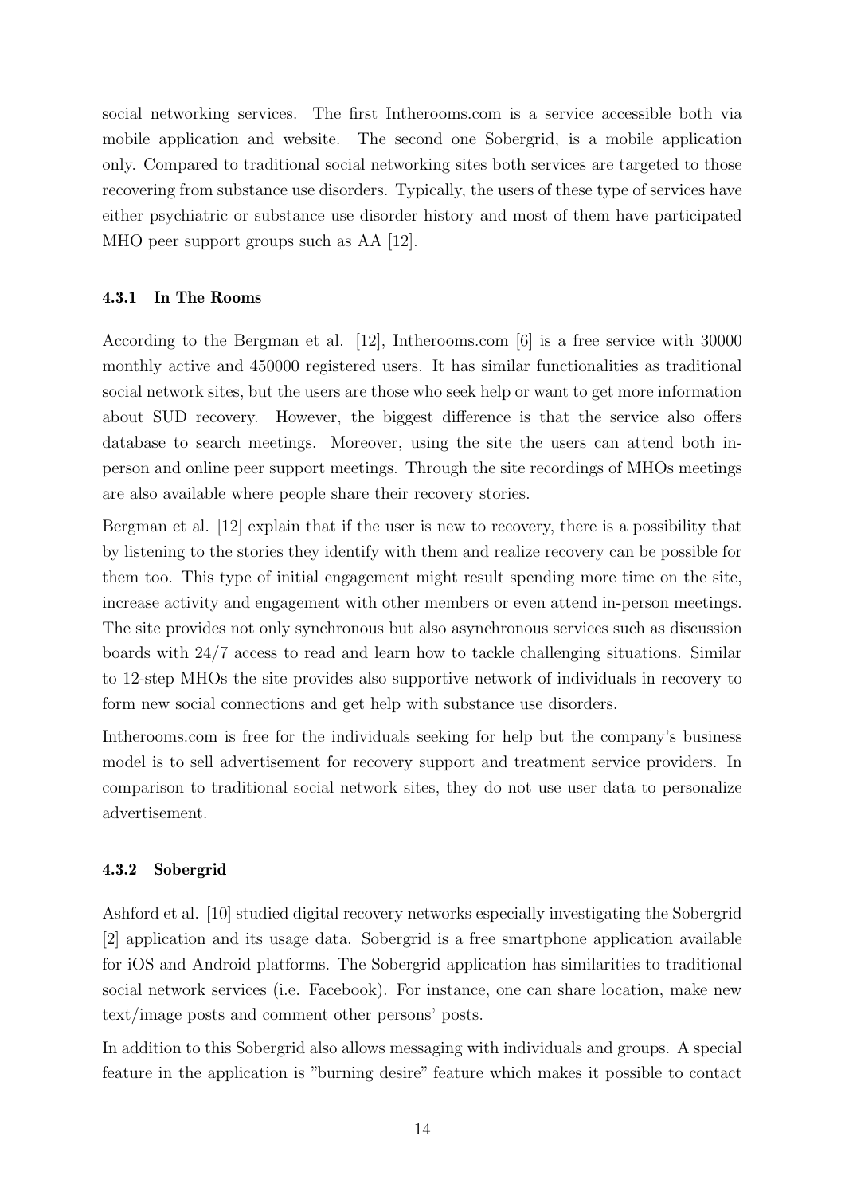social networking services. The first Intherooms.com is a service accessible both via mobile application and website. The second one Sobergrid, is a mobile application only. Compared to traditional social networking sites both services are targeted to those recovering from substance use disorders. Typically, the users of these type of services have either psychiatric or substance use disorder history and most of them have participated MHO peer support groups such as AA [12].

### 4.3.1 In The Rooms

According to the Bergman et al. [12], Intherooms.com [6] is a free service with 30000 monthly active and 450000 registered users. It has similar functionalities as traditional social network sites, but the users are those who seek help or want to get more information about SUD recovery. However, the biggest difference is that the service also offers database to search meetings. Moreover, using the site the users can attend both in-person and online peer support meetings. Through the site recordings of MHOs meetings are also available where people share their recovery stories.

Bergman et al. [12] explain that if the user is new to recovery, there is a possibility that by listening to the stories they identify with them and realize recovery can be possible for them too. This type of initial engagement might result spending more time on the site, increase activity and engagement with other members or even attend in-person meetings. The site provides not only synchronous but also asynchronous services such as discussion boards with 24/7 access to read and learn how to tackle challenging situations. Similar to 12-step MHOs the site provides also supportive network of individuals in recovery to form new social connections and get help with substance use disorders.

Intherooms.com is free for the individuals seeking for help but the company's business model is to sell advertisement for recovery support and treatment service providers. In comparison to traditional social network sites, they do not use user data to personalize advertisement.

### 4.3.2 Sobergrid

Ashford et al. [10] studied digital recovery networks especially investigating the Sobergrid [2] application and its usage data. Sobergrid is a free smartphone application available for iOS and Android platforms. The Sobergrid application has similarities to traditional social network services (i.e. Facebook). For instance, one can share location, make new text/image posts and comment other persons' posts.

In addition to this Sobergrid also allows messaging with individuals and groups. A special feature in the application is "burning desire" feature which makes it possible to contact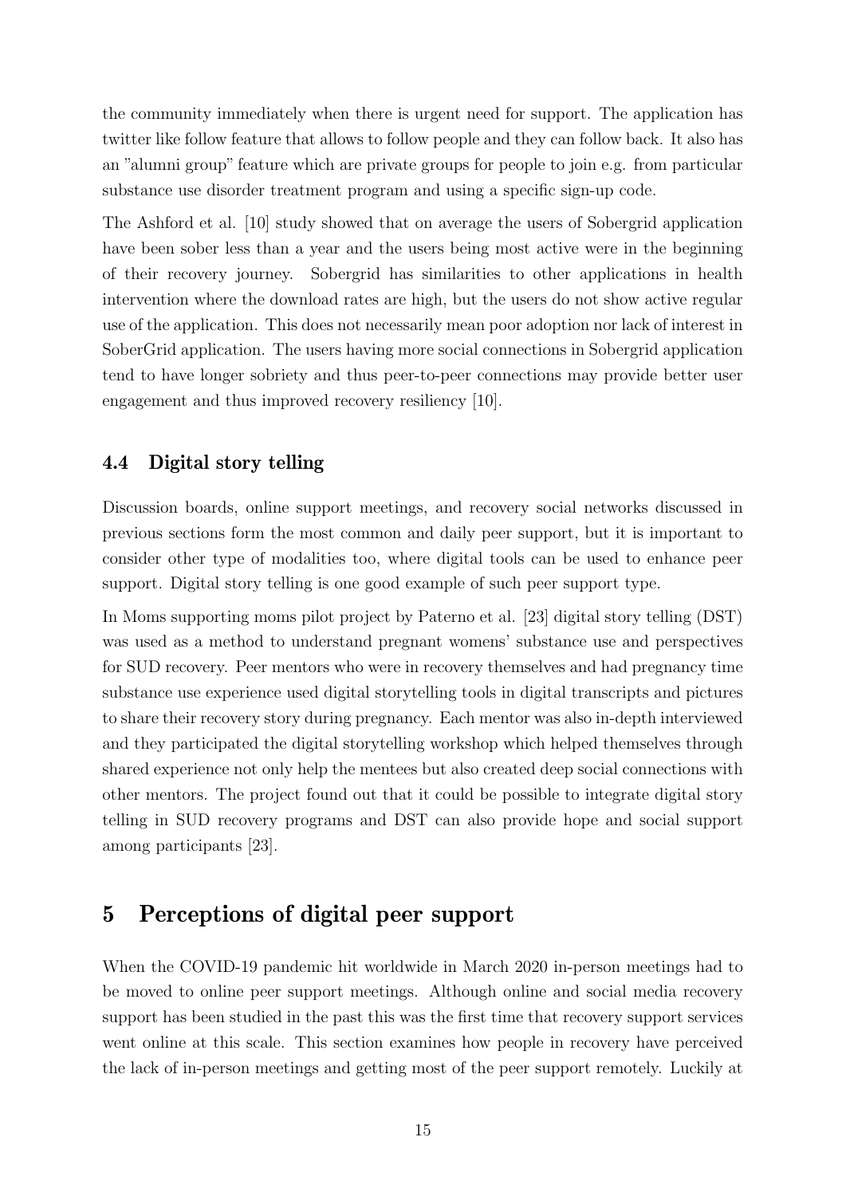the community immediately when there is urgent need for support. The application has twitter like follow feature that allows to follow people and they can follow back. It also has an "alumni group" feature which are private groups for people to join e.g. from particular substance use disorder treatment program and using a specific sign-up code.

The Ashford et al. [10] study showed that on average the users of Sobergrid application have been sober less than a year and the users being most active were in the beginning of their recovery journey. Sobergrid has similarities to other applications in health intervention where the download rates are high, but the users do not show active regular use of the application. This does not necessarily mean poor adoption nor lack of interest in SoberGrid application. The users having more social connections in Sobergrid application tend to have longer sobriety and thus peer-to-peer connections may provide better user engagement and thus improved recovery resiliency [10].

### 4.4 Digital story telling

Discussion boards, online support meetings, and recovery social networks discussed in previous sections form the most common and daily peer support, but it is important to consider other type of modalities too, where digital tools can be used to enhance peer support. Digital story telling is one good example of such peer support type.

In Moms supporting moms pilot project by Paterno et al. [23] digital story telling (DST) was used as a method to understand pregnant womens' substance use and perspectives for SUD recovery. Peer mentors who were in recovery themselves and had pregnancy time substance use experience used digital storytelling tools in digital transcripts and pictures to share their recovery story during pregnancy. Each mentor was also in-depth interviewed and they participated the digital storytelling workshop which helped themselves through shared experience not only help the mentees but also created deep social connections with other mentors. The project found out that it could be possible to integrate digital story telling in SUD recovery programs and DST can also provide hope and social support among participants [23].

## 5 Perceptions of digital peer support

When the COVID-19 pandemic hit worldwide in March 2020 in-person meetings had to be moved to online peer support meetings. Although online and social media recovery support has been studied in the past this was the first time that recovery support services went online at this scale. This section examines how people in recovery have perceived the lack of in-person meetings and getting most of the peer support remotely. Luckily at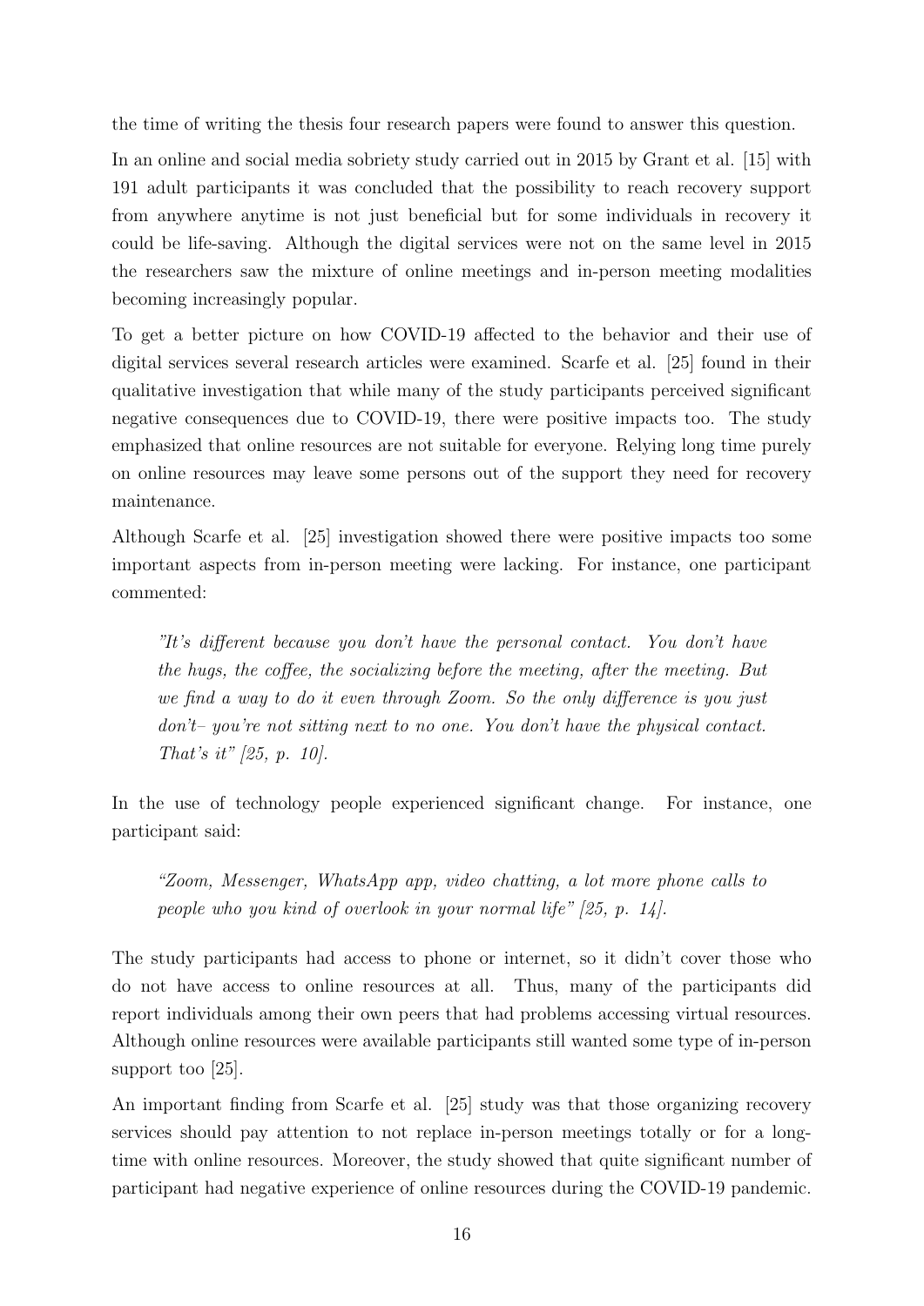the time of writing the thesis four research papers were found to answer this question.

In an online and social media sobriety study carried out in 2015 by Grant et al. [15] with 191 adult participants it was concluded that the possibility to reach recovery support from anywhere anytime is not just beneficial but for some individuals in recovery it could be life-saving. Although the digital services were not on the same level in 2015 the researchers saw the mixture of online meetings and in-person meeting modalities becoming increasingly popular.

To get a better picture on how COVID-19 affected to the behavior and their use of digital services several research articles were examined. Scarfe et al. [25] found in their qualitative investigation that while many of the study participants perceived significant negative consequences due to COVID-19, there were positive impacts too. The study emphasized that online resources are not suitable for everyone. Relying long time purely on online resources may leave some persons out of the support they need for recovery maintenance.

Although Scarfe et al. [25] investigation showed there were positive impacts too some important aspects from in-person meeting were lacking. For instance, one participant commented:

> *"It's different because you don't have the personal contact. You don't have the hugs, the coffee, the socializing before the meeting, after the meeting. But we find a way to do it even through Zoom. So the only difference is you just don't– you're not sitting next to no one. You don't have the physical contact. That's it" [25, p. 10].*

In the use of technology people experienced significant change. For instance, one participant said:

> *"Zoom, Messenger, WhatsApp app, video chatting, a lot more phone calls to people who you kind of overlook in your normal life" [25, p. 14].*

The study participants had access to phone or internet, so it didn't cover those who do not have access to online resources at all. Thus, many of the participants did report individuals among their own peers that had problems accessing virtual resources. Although online resources were available participants still wanted some type of in-person support too [25].

An important finding from Scarfe et al. [25] study was that those organizing recovery services should pay attention to not replace in-person meetings totally or for a long-time with online resources. Moreover, the study showed that quite significant number of participant had negative experience of online resources during the COVID-19 pandemic.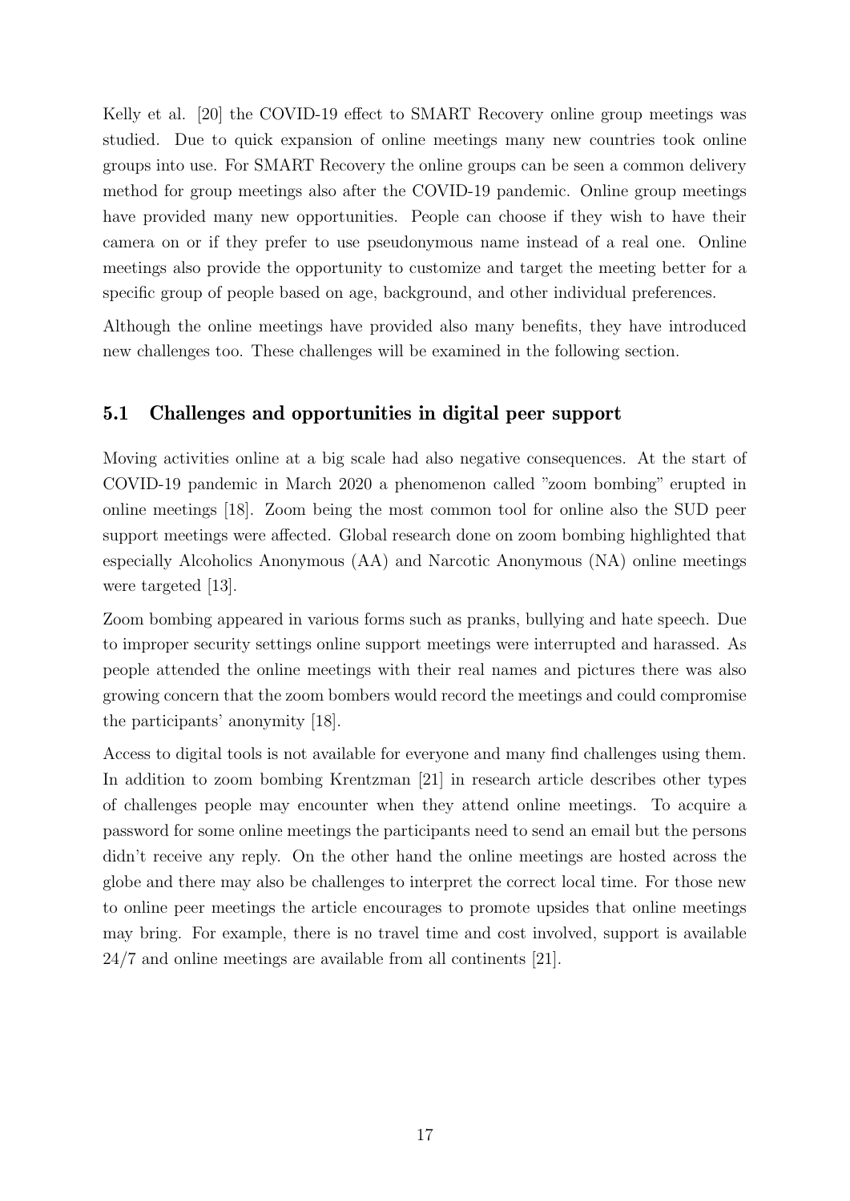Kelly et al. [20] the COVID-19 effect to SMART Recovery online group meetings was studied. Due to quick expansion of online meetings many new countries took online groups into use. For SMART Recovery the online groups can be seen a common delivery method for group meetings also after the COVID-19 pandemic. Online group meetings have provided many new opportunities. People can choose if they wish to have their camera on or if they prefer to use pseudonymous name instead of a real one. Online meetings also provide the opportunity to customize and target the meeting better for a specific group of people based on age, background, and other individual preferences.

Although the online meetings have provided also many benefits, they have introduced new challenges too. These challenges will be examined in the following section.

## 5.1 Challenges and opportunities in digital peer support

Moving activities online at a big scale had also negative consequences. At the start of COVID-19 pandemic in March 2020 a phenomenon called "zoom bombing" erupted in online meetings [18]. Zoom being the most common tool for online also the SUD peer support meetings were affected. Global research done on zoom bombing highlighted that especially Alcoholics Anonymous (AA) and Narcotic Anonymous (NA) online meetings were targeted [13].

Zoom bombing appeared in various forms such as pranks, bullying and hate speech. Due to improper security settings online support meetings were interrupted and harassed. As people attended the online meetings with their real names and pictures there was also growing concern that the zoom bombers would record the meetings and could compromise the participants' anonymity [18].

Access to digital tools is not available for everyone and many find challenges using them. In addition to zoom bombing Krentzman [21] in research article describes other types of challenges people may encounter when they attend online meetings. To acquire a password for some online meetings the participants need to send an email but the persons didn't receive any reply. On the other hand the online meetings are hosted across the globe and there may also be challenges to interpret the correct local time. For those new to online peer meetings the article encourages to promote upsides that online meetings may bring. For example, there is no travel time and cost involved, support is available 24/7 and online meetings are available from all continents [21].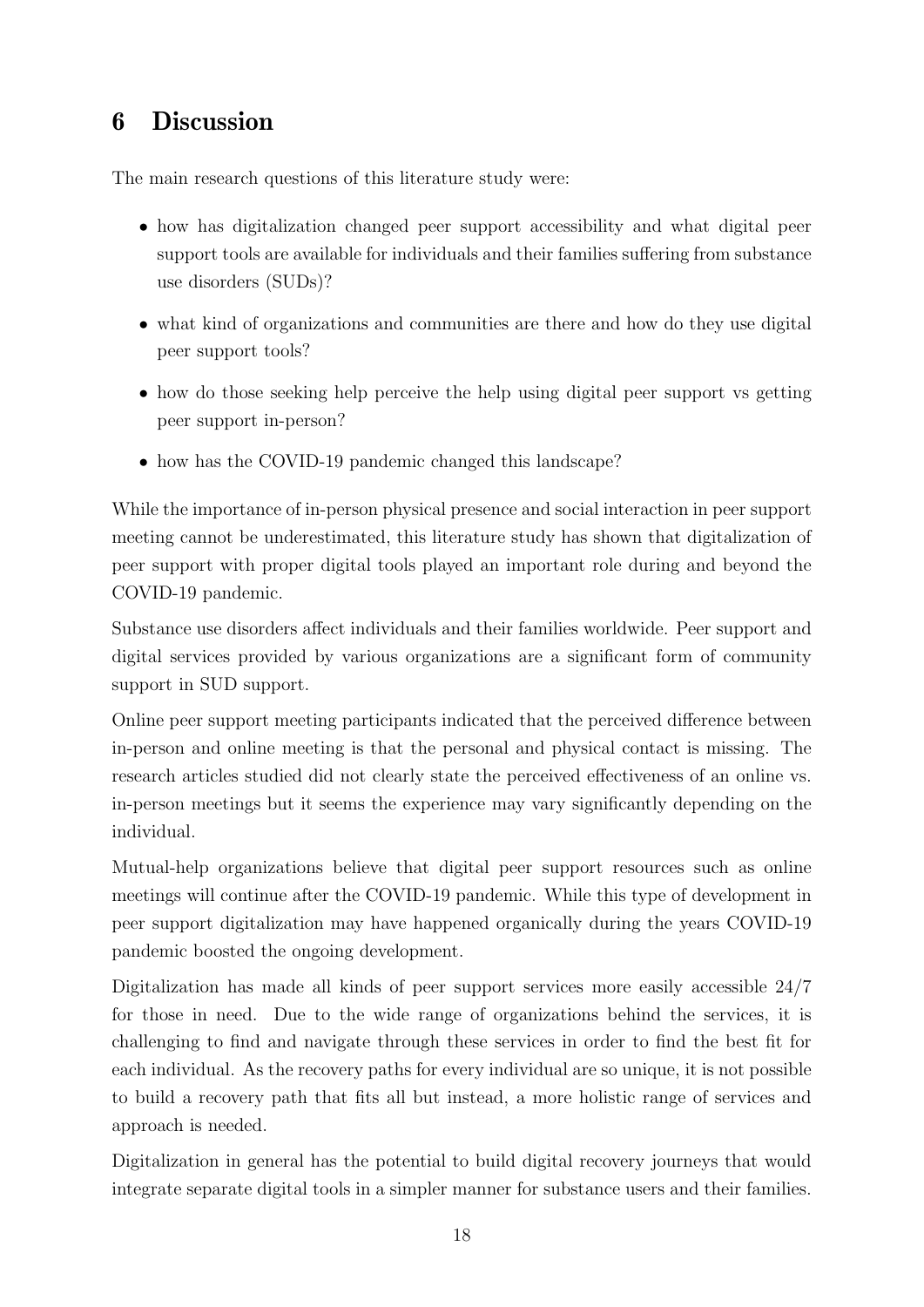# 6 Discussion

The main research questions of this literature study were:

- how has digitalization changed peer support accessibility and what digital peer support tools are available for individuals and their families suffering from substance use disorders (SUDs)?
- what kind of organizations and communities are there and how do they use digital peer support tools?
- how do those seeking help perceive the help using digital peer support vs getting peer support in-person?
- how has the COVID-19 pandemic changed this landscape?

While the importance of in-person physical presence and social interaction in peer support meeting cannot be underestimated, this literature study has shown that digitalization of peer support with proper digital tools played an important role during and beyond the COVID-19 pandemic.

Substance use disorders affect individuals and their families worldwide. Peer support and digital services provided by various organizations are a significant form of community support in SUD support.

Online peer support meeting participants indicated that the perceived difference between in-person and online meeting is that the personal and physical contact is missing. The research articles studied did not clearly state the perceived effectiveness of an online vs. in-person meetings but it seems the experience may vary significantly depending on the individual.

Mutual-help organizations believe that digital peer support resources such as online meetings will continue after the COVID-19 pandemic. While this type of development in peer support digitalization may have happened organically during the years COVID-19 pandemic boosted the ongoing development.

Digitalization has made all kinds of peer support services more easily accessible 24/7 for those in need. Due to the wide range of organizations behind the services, it is challenging to find and navigate through these services in order to find the best fit for each individual. As the recovery paths for every individual are so unique, it is not possible to build a recovery path that fits all but instead, a more holistic range of services and approach is needed.

Digitalization in general has the potential to build digital recovery journeys that would integrate separate digital tools in a simpler manner for substance users and their families.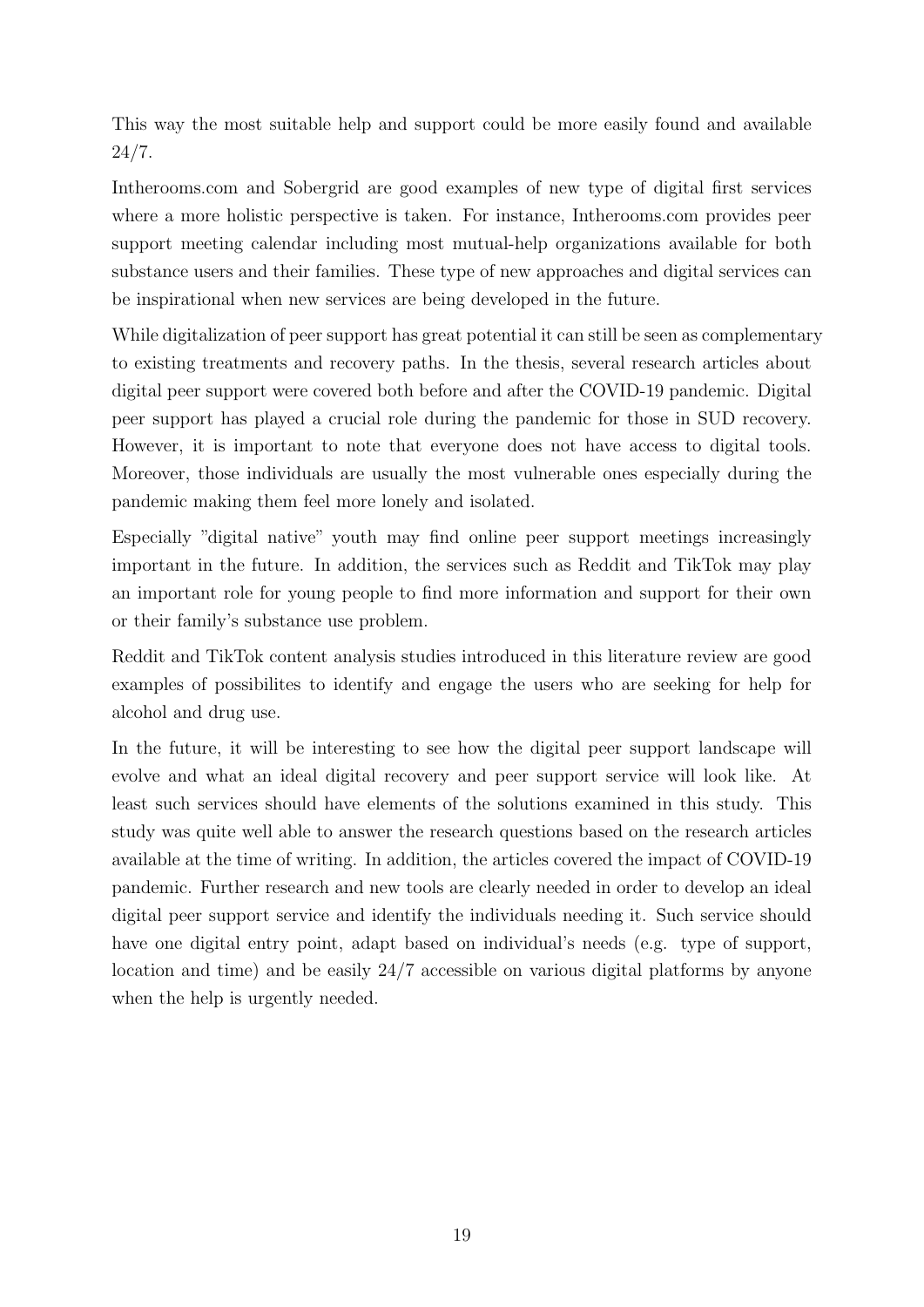This way the most suitable help and support could be more easily found and available 24/7.

Intherooms.com and Sobergrid are good examples of new type of digital first services where a more holistic perspective is taken. For instance, Intherooms.com provides peer support meeting calendar including most mutual-help organizations available for both substance users and their families. These type of new approaches and digital services can be inspirational when new services are being developed in the future.

While digitalization of peer support has great potential it can still be seen as complementary to existing treatments and recovery paths. In the thesis, several research articles about digital peer support were covered both before and after the COVID-19 pandemic. Digital peer support has played a crucial role during the pandemic for those in SUD recovery. However, it is important to note that everyone does not have access to digital tools. Moreover, those individuals are usually the most vulnerable ones especially during the pandemic making them feel more lonely and isolated.

Especially "digital native" youth may find online peer support meetings increasingly important in the future. In addition, the services such as Reddit and TikTok may play an important role for young people to find more information and support for their own or their family's substance use problem.

Reddit and TikTok content analysis studies introduced in this literature review are good examples of possibilites to identify and engage the users who are seeking for help for alcohol and drug use.

In the future, it will be interesting to see how the digital peer support landscape will evolve and what an ideal digital recovery and peer support service will look like. At least such services should have elements of the solutions examined in this study. This study was quite well able to answer the research questions based on the research articles available at the time of writing. In addition, the articles covered the impact of COVID-19 pandemic. Further research and new tools are clearly needed in order to develop an ideal digital peer support service and identify the individuals needing it. Such service should have one digital entry point, adapt based on individual's needs (e.g. type of support, location and time) and be easily 24/7 accessible on various digital platforms by anyone when the help is urgently needed.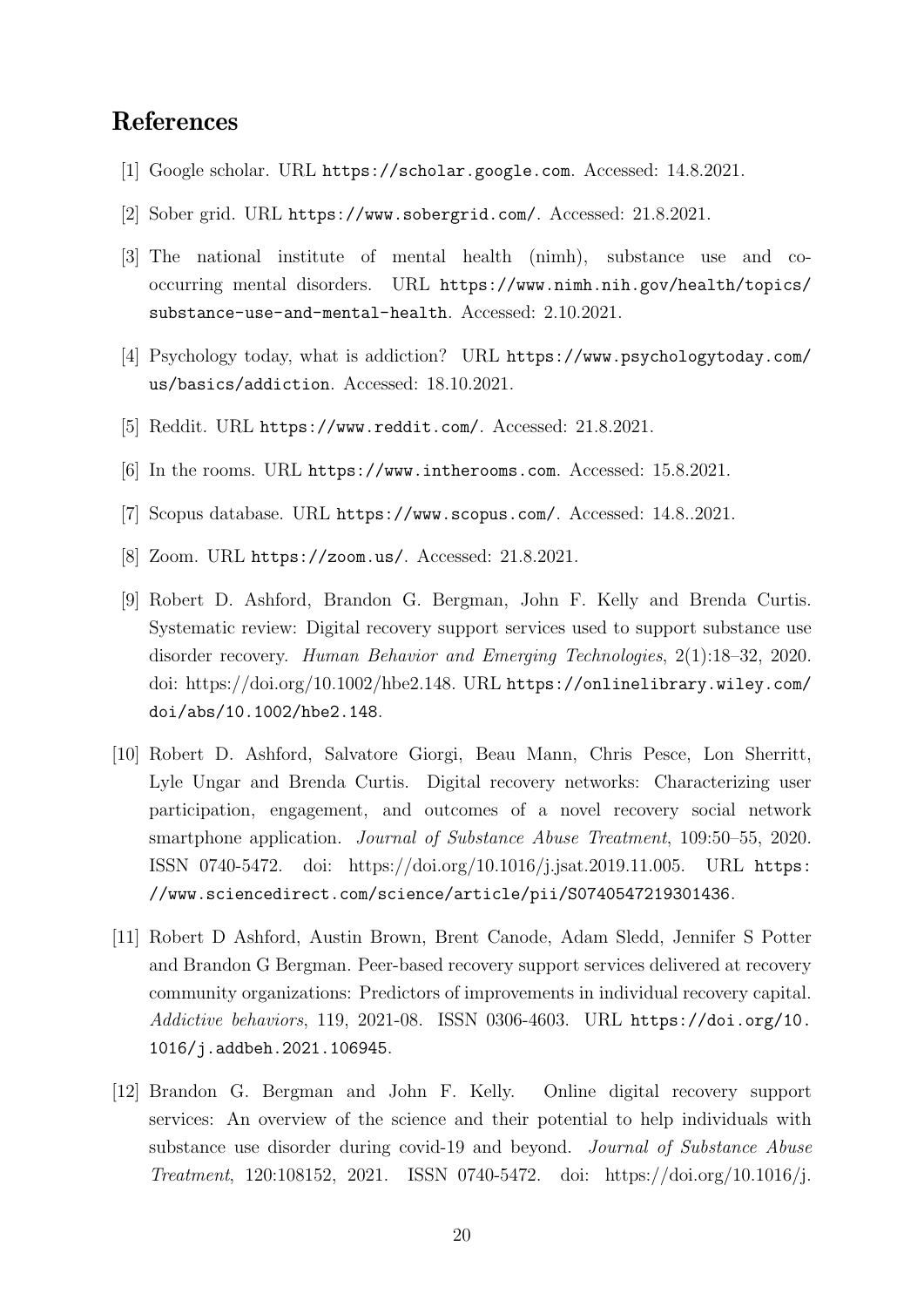# References

[1] Google scholar. URL https://scholar.google.com. Accessed: 14.8.2021.

[2] Sober grid. URL https://www.sobergrid.com/. Accessed: 21.8.2021.

[3] The national institute of mental health (nimh), substance use and co-occurring mental disorders. URL https://www.nimh.nih.gov/health/topics/substance-use-and-mental-health. Accessed: 2.10.2021.

[4] Psychology today, what is addiction? URL https://www.psychologytoday.com/us/basics/addiction. Accessed: 18.10.2021.

[5] Reddit. URL https://www.reddit.com/. Accessed: 21.8.2021.

[6] In the rooms. URL https://www.intherooms.com. Accessed: 15.8.2021.

[7] Scopus database. URL https://www.scopus.com/. Accessed: 14.8..2021.

[8] Zoom. URL https://zoom.us/. Accessed: 21.8.2021.

[9] Robert D. Ashford, Brandon G. Bergman, John F. Kelly and Brenda Curtis. Systematic review: Digital recovery support services used to support substance use disorder recovery. *Human Behavior and Emerging Technologies*, 2(1):18–32, 2020. doi: https://doi.org/10.1002/hbe2.148. URL https://onlinelibrary.wiley.com/doi/abs/10.1002/hbe2.148.

[10] Robert D. Ashford, Salvatore Giorgi, Beau Mann, Chris Pesce, Lon Sherritt, Lyle Ungar and Brenda Curtis. Digital recovery networks: Characterizing user participation, engagement, and outcomes of a novel recovery social network smartphone application. *Journal of Substance Abuse Treatment*, 109:50–55, 2020. ISSN 0740-5472. doi: https://doi.org/10.1016/j.jsat.2019.11.005. URL https://www.sciencedirect.com/science/article/pii/S0740547219301436.

[11] Robert D Ashford, Austin Brown, Brent Canode, Adam Sledd, Jennifer S Potter and Brandon G Bergman. Peer-based recovery support services delivered at recovery community organizations: Predictors of improvements in individual recovery capital. *Addictive behaviors*, 119, 2021-08. ISSN 0306-4603. URL https://doi.org/10.1016/j.addbeh.2021.106945.

[12] Brandon G. Bergman and John F. Kelly. Online digital recovery support services: An overview of the science and their potential to help individuals with substance use disorder during covid-19 and beyond. *Journal of Substance Abuse Treatment*, 120:108152, 2021. ISSN 0740-5472. doi: https://doi.org/10.1016/j.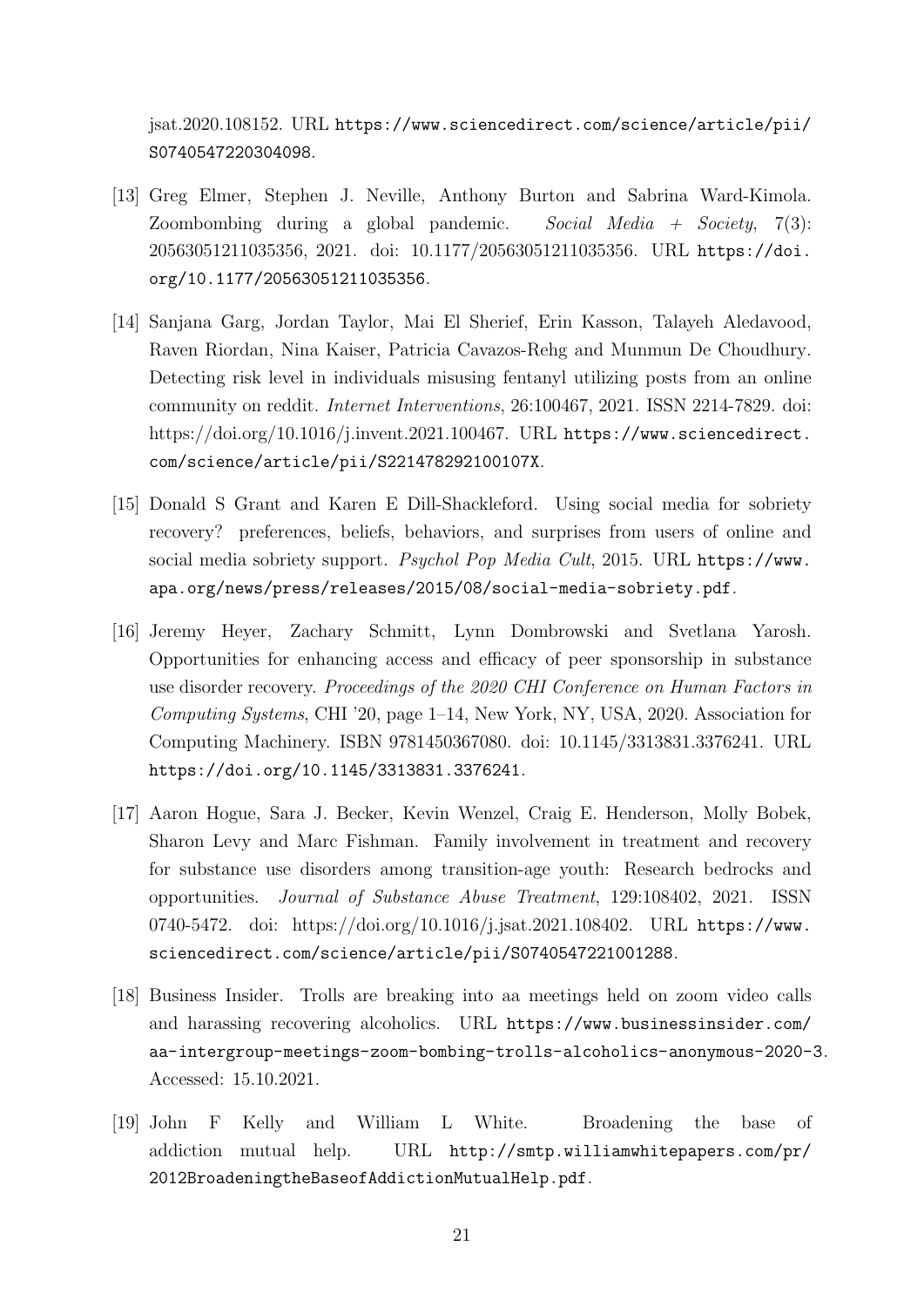jsat.2020.108152. URL https://www.sciencedirect.com/science/article/pii/S0740547220304098.

[13] Greg Elmer, Stephen J. Neville, Anthony Burton and Sabrina Ward-Kimola. Zoombombing during a global pandemic. *Social Media + Society*, 7(3): 20563051211035356, 2021. doi: 10.1177/20563051211035356. URL https://doi.org/10.1177/20563051211035356.

[14] Sanjana Garg, Jordan Taylor, Mai El Sherief, Erin Kasson, Talayeh Aledavood, Raven Riordan, Nina Kaiser, Patricia Cavazos-Rehg and Munmun De Choudhury. Detecting risk level in individuals misusing fentanyl utilizing posts from an online community on reddit. *Internet Interventions*, 26:100467, 2021. ISSN 2214-7829. doi: https://doi.org/10.1016/j.invent.2021.100467. URL https://www.sciencedirect.com/science/article/pii/S221478292100107X.

[15] Donald S Grant and Karen E Dill-Shackleford. Using social media for sobriety recovery? preferences, beliefs, behaviors, and surprises from users of online and social media sobriety support. *Psychol Pop Media Cult*, 2015. URL https://www.apa.org/news/press/releases/2015/08/social-media-sobriety.pdf.

[16] Jeremy Heyer, Zachary Schmitt, Lynn Dombrowski and Svetlana Yarosh. Opportunities for enhancing access and efficacy of peer sponsorship in substance use disorder recovery. *Proceedings of the 2020 CHI Conference on Human Factors in Computing Systems*, CHI '20, page 1–14, New York, NY, USA, 2020. Association for Computing Machinery. ISBN 9781450367080. doi: 10.1145/3313831.3376241. URL https://doi.org/10.1145/3313831.3376241.

[17] Aaron Hogue, Sara J. Becker, Kevin Wenzel, Craig E. Henderson, Molly Bobek, Sharon Levy and Marc Fishman. Family involvement in treatment and recovery for substance use disorders among transition-age youth: Research bedrocks and opportunities. *Journal of Substance Abuse Treatment*, 129:108402, 2021. ISSN 0740-5472. doi: https://doi.org/10.1016/j.jsat.2021.108402. URL https://www.sciencedirect.com/science/article/pii/S0740547221001288.

[18] Business Insider. Trolls are breaking into aa meetings held on zoom video calls and harassing recovering alcoholics. URL https://www.businessinsider.com/aa-intergroup-meetings-zoom-bombing-trolls-alcoholics-anonymous-2020-3. Accessed: 15.10.2021.

[19] John F Kelly and William L White. Broadening the base of addiction mutual help. URL http://smtp.williamwhitepapers.com/pr/2012BroadeningtheBaseofAddictionMutualHelp.pdf.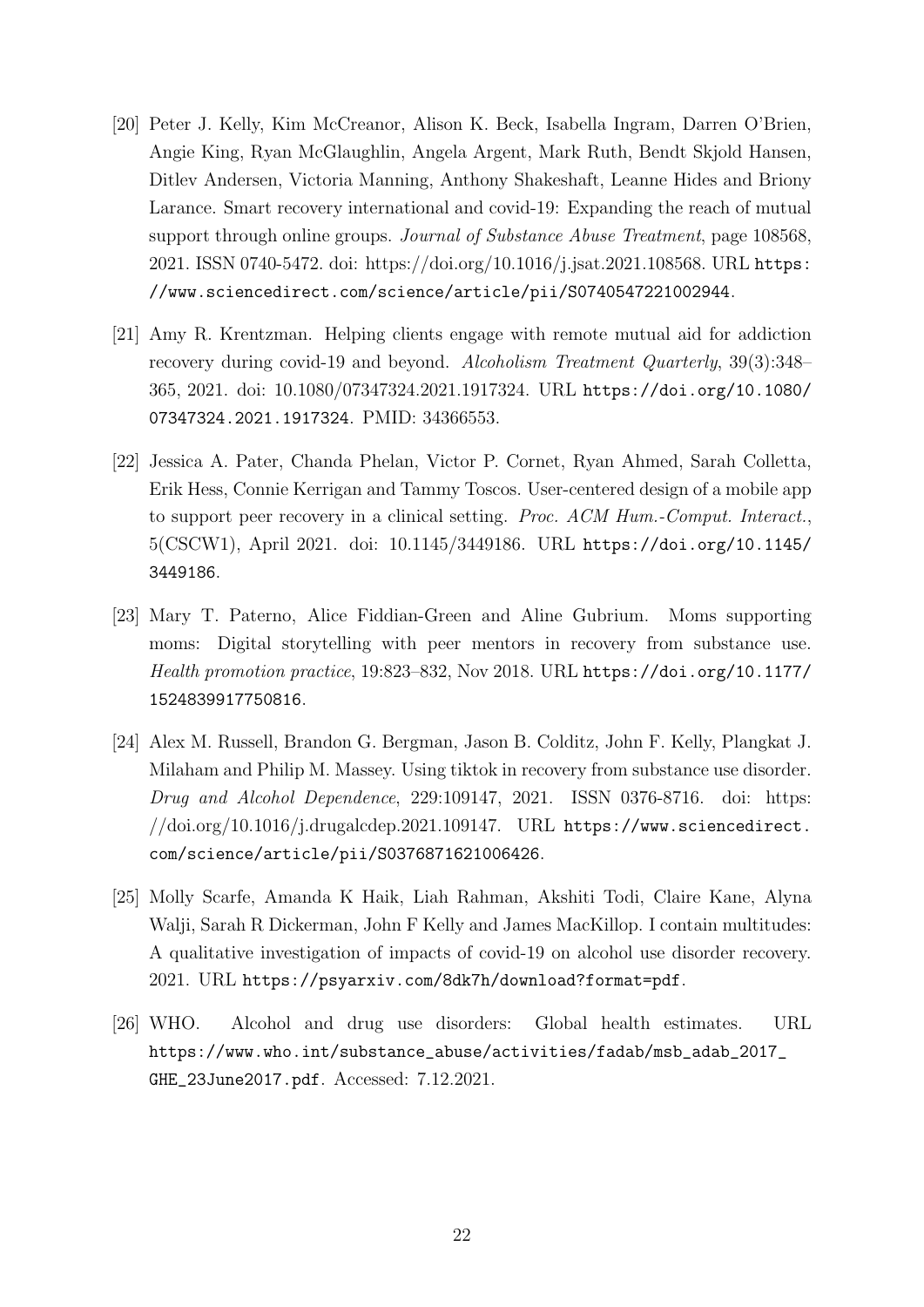[20] Peter J. Kelly, Kim McCreanor, Alison K. Beck, Isabella Ingram, Darren O'Brien, Angie King, Ryan McGlaughlin, Angela Argent, Mark Ruth, Bendt Skjold Hansen, Ditlev Andersen, Victoria Manning, Anthony Shakeshaft, Leanne Hides and Briony Larance. Smart recovery international and covid-19: Expanding the reach of mutual support through online groups. *Journal of Substance Abuse Treatment*, page 108568, 2021. ISSN 0740-5472. doi: https://doi.org/10.1016/j.jsat.2021.108568. URL `https://www.sciencedirect.com/science/article/pii/S0740547221002944`.

[21] Amy R. Krentzman. Helping clients engage with remote mutual aid for addiction recovery during covid-19 and beyond. *Alcoholism Treatment Quarterly*, 39(3):348–365, 2021. doi: 10.1080/07347324.2021.1917324. URL `https://doi.org/10.1080/07347324.2021.1917324`. PMID: 34366553.

[22] Jessica A. Pater, Chanda Phelan, Victor P. Cornet, Ryan Ahmed, Sarah Colletta, Erik Hess, Connie Kerrigan and Tammy Toscos. User-centered design of a mobile app to support peer recovery in a clinical setting. *Proc. ACM Hum.-Comput. Interact.*, 5(CSCW1), April 2021. doi: 10.1145/3449186. URL `https://doi.org/10.1145/3449186`.

[23] Mary T. Paterno, Alice Fiddian-Green and Aline Gubrium. Moms supporting moms: Digital storytelling with peer mentors in recovery from substance use. *Health promotion practice*, 19:823–832, Nov 2018. URL `https://doi.org/10.1177/1524839917750816`.

[24] Alex M. Russell, Brandon G. Bergman, Jason B. Colditz, John F. Kelly, Plangkat J. Milaham and Philip M. Massey. Using tiktok in recovery from substance use disorder. *Drug and Alcohol Dependence*, 229:109147, 2021. ISSN 0376-8716. doi: https://doi.org/10.1016/j.drugalcdep.2021.109147. URL `https://www.sciencedirect.com/science/article/pii/S0376871621006426`.

[25] Molly Scarfe, Amanda K Haik, Liah Rahman, Akshiti Todi, Claire Kane, Alyna Walji, Sarah R Dickerman, John F Kelly and James MacKillop. I contain multitudes: A qualitative investigation of impacts of covid-19 on alcohol use disorder recovery. 2021. URL `https://psyarxiv.com/8dk7h/download?format=pdf`.

[26] WHO. Alcohol and drug use disorders: Global health estimates. URL `https://www.who.int/substance_abuse/activities/fadab/msb_adab_2017_GHE_23June2017.pdf`. Accessed: 7.12.2021.